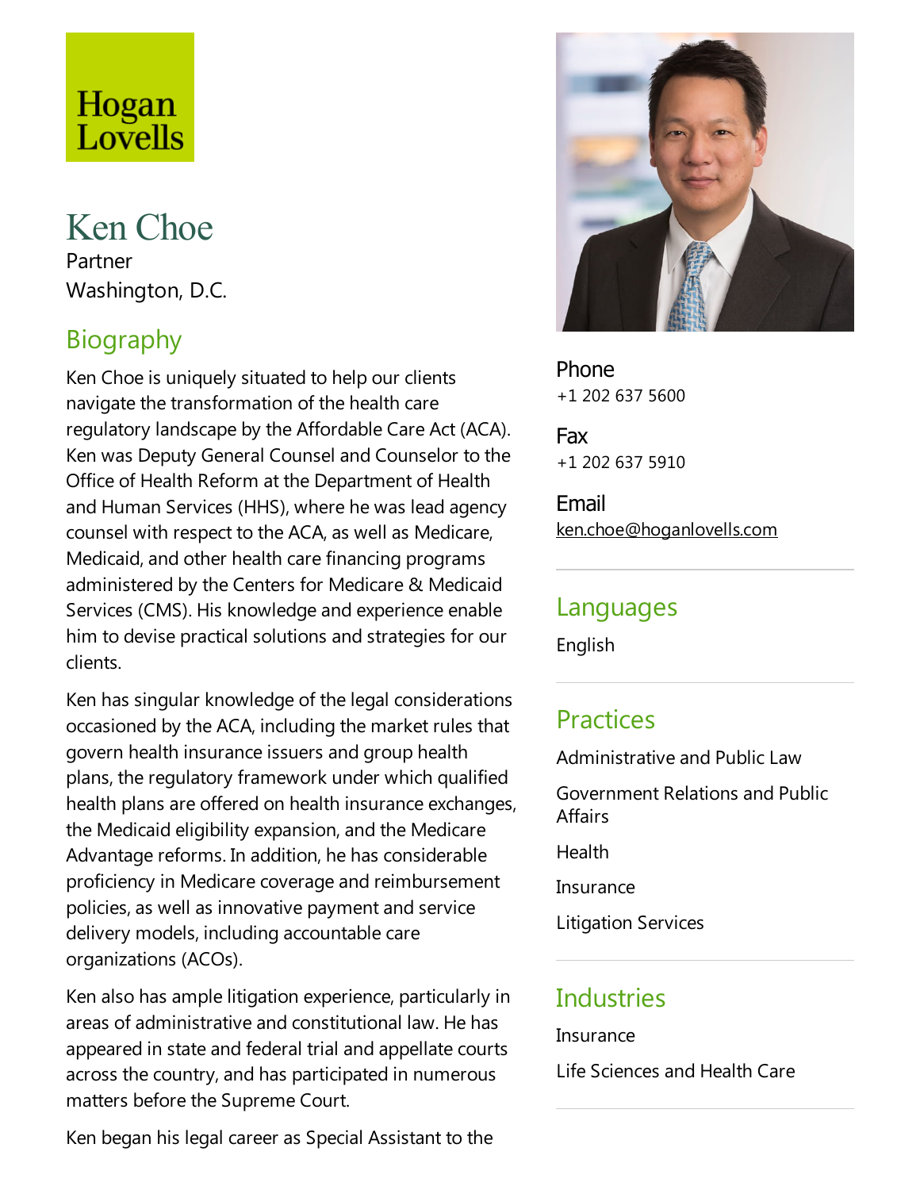Hogan Lovells

# Ken Choe

Partner
Washington, D.C.

## Biography

Ken Choe is uniquely situated to help our clients navigate the transformation of the health care regulatory landscape by the Affordable Care Act (ACA). Ken was Deputy General Counsel and Counselor to the Office of Health Reform at the Department of Health and Human Services (HHS), where he was lead agency counsel with respect to the ACA, as well as Medicare, Medicaid, and other health care financing programs administered by the Centers for Medicare & Medicaid Services (CMS). His knowledge and experience enable him to devise practical solutions and strategies for our clients.

Ken has singular knowledge of the legal considerations occasioned by the ACA, including the market rules that govern health insurance issuers and group health plans, the regulatory framework under which qualified health plans are offered on health insurance exchanges, the Medicaid eligibility expansion, and the Medicare Advantage reforms. In addition, he has considerable proficiency in Medicare coverage and reimbursement policies, as well as innovative payment and service delivery models, including accountable care organizations (ACOs).

Ken also has ample litigation experience, particularly in areas of administrative and constitutional law. He has appeared in state and federal trial and appellate courts across the country, and has participated in numerous matters before the Supreme Court.

Ken began his legal career as Special Assistant to the

**Phone**
+1 202 637 5600

**Fax**
+1 202 637 5910

**Email**
ken.choe@hoganlovells.com

## Languages

English

## Practices

Administrative and Public Law

Government Relations and Public Affairs

Health

Insurance

Litigation Services

## Industries

Insurance

Life Sciences and Health Care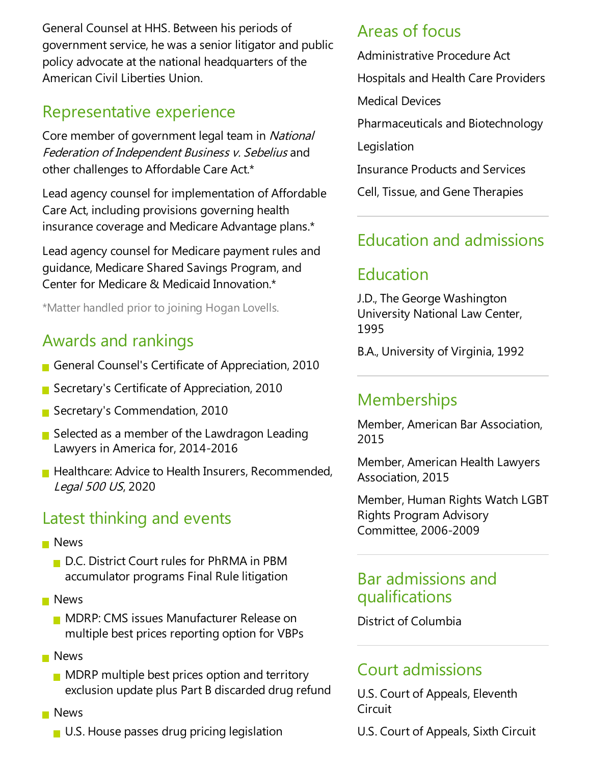General Counsel at HHS. Between his periods of government service, he was a senior litigator and public policy advocate at the national headquarters of the American Civil Liberties Union.

## Representative experience

Core member of government legal team in *National Federation of Independent Business v. Sebelius* and other challenges to Affordable Care Act.*

Lead agency counsel for implementation of Affordable Care Act, including provisions governing health insurance coverage and Medicare Advantage plans.*

Lead agency counsel for Medicare payment rules and guidance, Medicare Shared Savings Program, and Center for Medicare & Medicaid Innovation.*

*Matter handled prior to joining Hogan Lovells.

## Awards and rankings

- General Counsel's Certificate of Appreciation, 2010
- Secretary's Certificate of Appreciation, 2010
- Secretary's Commendation, 2010
- Selected as a member of the Lawdragon Leading Lawyers in America for, 2014-2016
- Healthcare: Advice to Health Insurers, Recommended, *Legal 500 US*, 2020

## Latest thinking and events

- News
  - D.C. District Court rules for PhRMA in PBM accumulator programs Final Rule litigation
- News
  - MDRP: CMS issues Manufacturer Release on multiple best prices reporting option for VBPs
- News
  - MDRP multiple best prices option and territory exclusion update plus Part B discarded drug refund
- News
  - U.S. House passes drug pricing legislation

## Areas of focus

Administrative Procedure Act

Hospitals and Health Care Providers

Medical Devices

Pharmaceuticals and Biotechnology

Legislation

Insurance Products and Services

Cell, Tissue, and Gene Therapies

## Education and admissions

### Education

J.D., The George Washington University National Law Center, 1995

B.A., University of Virginia, 1992

## Memberships

Member, American Bar Association, 2015

Member, American Health Lawyers Association, 2015

Member, Human Rights Watch LGBT Rights Program Advisory Committee, 2006-2009

## Bar admissions and qualifications

District of Columbia

## Court admissions

U.S. Court of Appeals, Eleventh Circuit

U.S. Court of Appeals, Sixth Circuit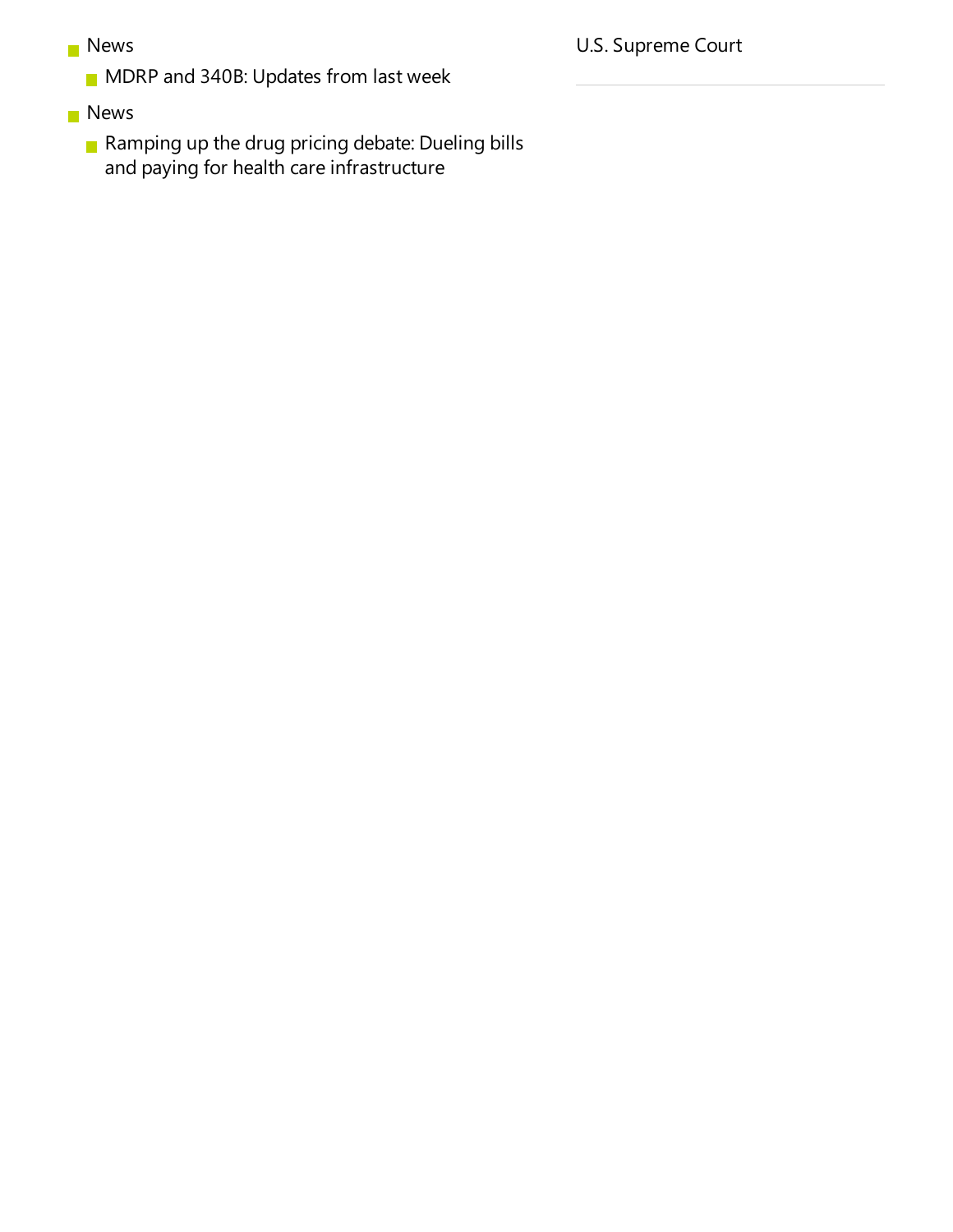- News
  - MDRP and 340B: Updates from last week
- News
  - Ramping up the drug pricing debate: Dueling bills and paying for health care infrastructure

U.S. Supreme Court